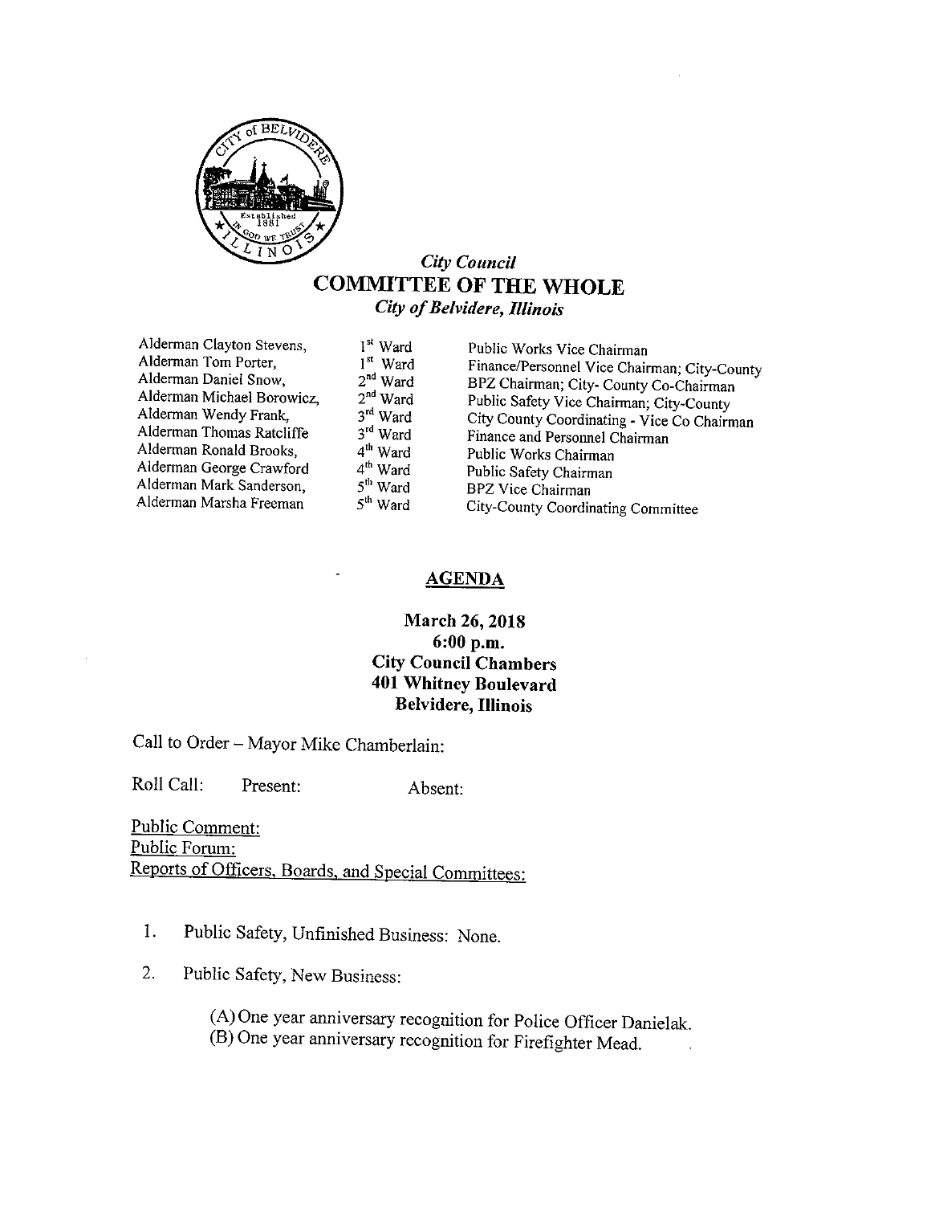*City Council*

# COMMITTEE OF THE WHOLE

*City of Belvidere, Illinois*

| | | |
|---|---|---|
| Alderman Clayton Stevens, | 1st Ward | Public Works Vice Chairman |
| Alderman Tom Porter, | 1st Ward | Finance/Personnel Vice Chairman; City-County |
| Alderman Daniel Snow, | 2nd Ward | BPZ Chairman; City- County Co-Chairman |
| Alderman Michael Borowicz, | 2nd Ward | Public Safety Vice Chairman; City-County |
| Alderman Wendy Frank, | 3rd Ward | City County Coordinating - Vice Co Chairman |
| Alderman Thomas Ratcliffe | 3rd Ward | Finance and Personnel Chairman |
| Alderman Ronald Brooks, | 4th Ward | Public Works Chairman |
| Alderman George Crawford | 4th Ward | Public Safety Chairman |
| Alderman Mark Sanderson, | 5th Ward | BPZ Vice Chairman |
| Alderman Marsha Freeman | 5th Ward | City-County Coordinating Committee |

## AGENDA

**March 26, 2018**
**6:00 p.m.**
**City Council Chambers**
**401 Whitney Boulevard**
**Belvidere, Illinois**

Call to Order – Mayor Mike Chamberlain:

Roll Call: Present: Absent:

Public Comment:
Public Forum:
Reports of Officers, Boards, and Special Committees:

1. Public Safety, Unfinished Business: None.

2. Public Safety, New Business:

   (A) One year anniversary recognition for Police Officer Danielak.
   (B) One year anniversary recognition for Firefighter Mead.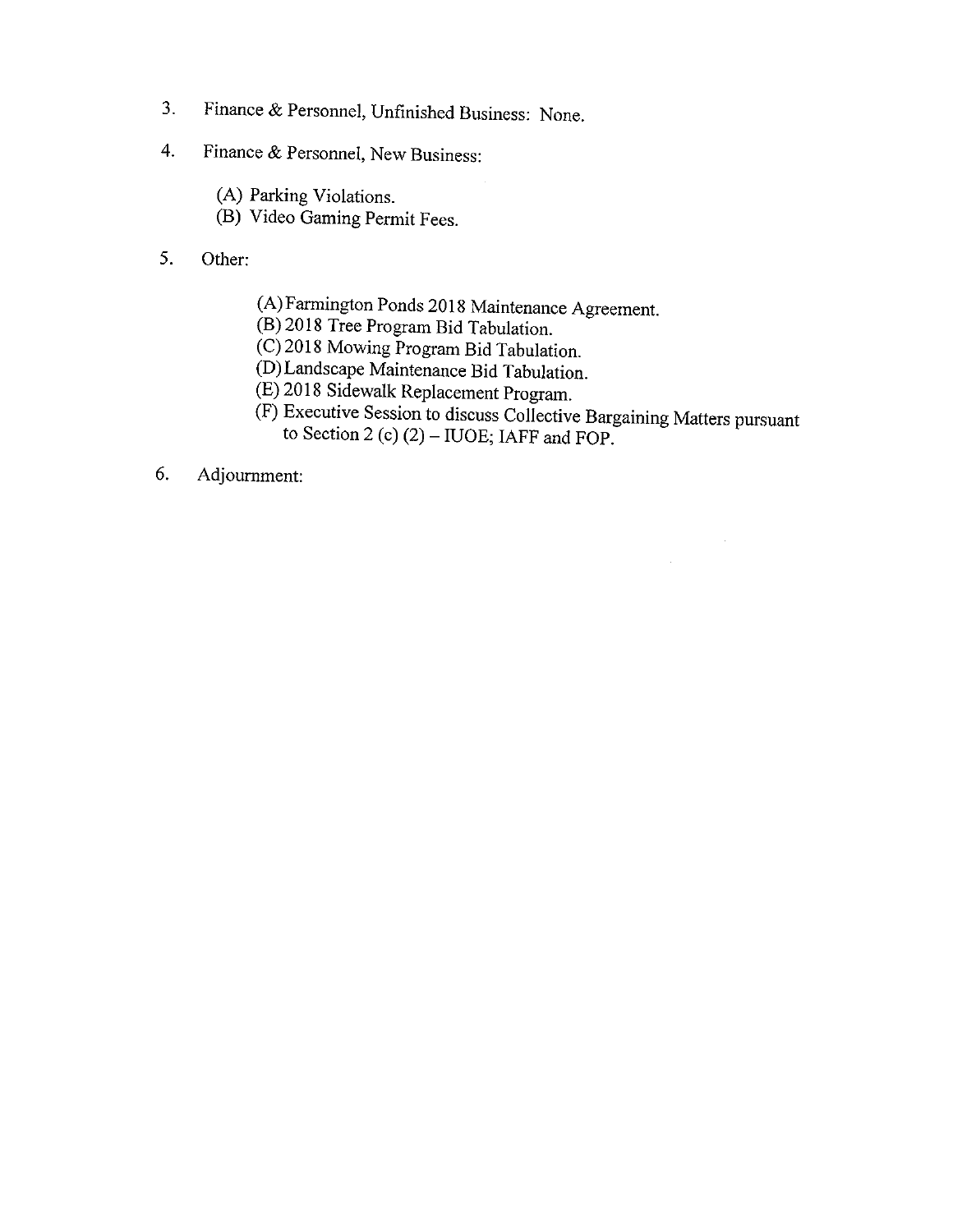3. Finance & Personnel, Unfinished Business: None.

4. Finance & Personnel, New Business:

   (A) Parking Violations.
   (B) Video Gaming Permit Fees.

5. Other:

   (A) Farmington Ponds 2018 Maintenance Agreement.
   (B) 2018 Tree Program Bid Tabulation.
   (C) 2018 Mowing Program Bid Tabulation.
   (D) Landscape Maintenance Bid Tabulation.
   (E) 2018 Sidewalk Replacement Program.
   (F) Executive Session to discuss Collective Bargaining Matters pursuant to Section 2 (c) (2) – IUOE; IAFF and FOP.

6. Adjournment: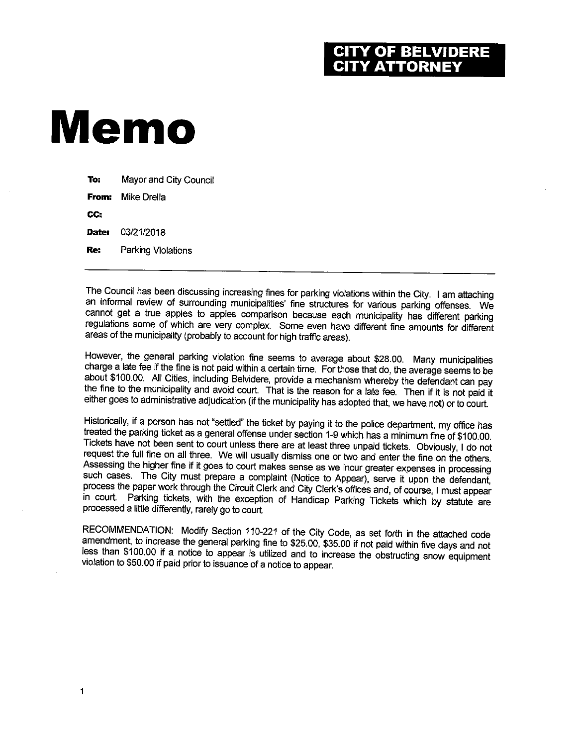**CITY OF BELVIDERE**
**CITY ATTORNEY**

# Memo

**To:** Mayor and City Council

**From:** Mike Drella

**CC:**

**Date:** 03/21/2018

**Re:** Parking Violations

---

The Council has been discussing increasing fines for parking violations within the City. I am attaching an informal review of surrounding municipalities' fine structures for various parking offenses. We cannot get a true apples to apples comparison because each municipality has different parking regulations some of which are very complex. Some even have different fine amounts for different areas of the municipality (probably to account for high traffic areas).

However, the general parking violation fine seems to average about $28.00. Many municipalities charge a late fee if the fine is not paid within a certain time. For those that do, the average seems to be about $100.00. All Cities, including Belvidere, provide a mechanism whereby the defendant can pay the fine to the municipality and avoid court. That is the reason for a late fee. Then if it is not paid it either goes to administrative adjudication (if the municipality has adopted that, we have not) or to court.

Historically, if a person has not "settled" the ticket by paying it to the police department, my office has treated the parking ticket as a general offense under section 1-9 which has a minimum fine of $100.00. Tickets have not been sent to court unless there are at least three unpaid tickets. Obviously, I do not request the full fine on all three. We will usually dismiss one or two and enter the fine on the others. Assessing the higher fine if it goes to court makes sense as we incur greater expenses in processing such cases. The City must prepare a complaint (Notice to Appear), serve it upon the defendant, process the paper work through the Circuit Clerk and City Clerk's offices and, of course, I must appear in court. Parking tickets, with the exception of Handicap Parking Tickets which by statute are processed a little differently, rarely go to court.

RECOMMENDATION: Modify Section 110-221 of the City Code, as set forth in the attached code amendment, to increase the general parking fine to $25.00, $35.00 if not paid within five days and not less than $100.00 if a notice to appear is utilized and to increase the obstructing snow equipment violation to $50.00 if paid prior to issuance of a notice to appear.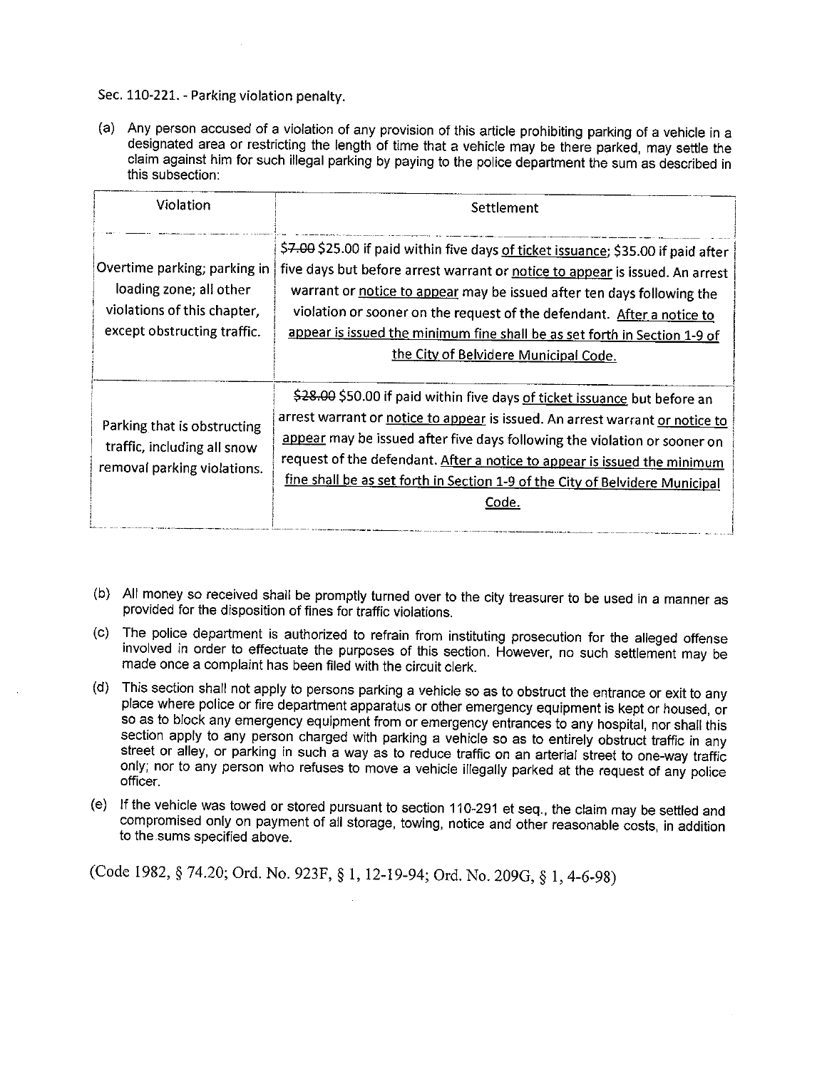Sec. 110-221. - Parking violation penalty.

(a) Any person accused of a violation of any provision of this article prohibiting parking of a vehicle in a designated area or restricting the length of time that a vehicle may be there parked, may settle the claim against him for such illegal parking by paying to the police department the sum as described in this subsection:

| Violation | Settlement |
|---|---|
| Overtime parking; parking in loading zone; all other violations of this chapter, except obstructing traffic. | ~~$7.00~~ $25.00 if paid within five days <u>of ticket issuance</u>; $35.00 if paid after five days but before arrest warrant or <u>notice to appear</u> is issued. An arrest warrant or <u>notice to appear</u> may be issued after ten days following the violation or sooner on the request of the defendant. <u>After a notice to appear is issued the minimum fine shall be as set forth in Section 1-9 of the City of Belvidere Municipal Code.</u> |
| Parking that is obstructing traffic, including all snow removal parking violations. | ~~$28.00~~ $50.00 if paid within five days <u>of ticket issuance</u> but before an arrest warrant or <u>notice to appear</u> is issued. An arrest warrant <u>or notice to appear</u> may be issued after five days following the violation or sooner on request of the defendant. <u>After a notice to appear is issued the minimum fine shall be as set forth in Section 1-9 of the City of Belvidere Municipal Code.</u> |

(b) All money so received shall be promptly turned over to the city treasurer to be used in a manner as provided for the disposition of fines for traffic violations.

(c) The police department is authorized to refrain from instituting prosecution for the alleged offense involved in order to effectuate the purposes of this section. However, no such settlement may be made once a complaint has been filed with the circuit clerk.

(d) This section shall not apply to persons parking a vehicle so as to obstruct the entrance or exit to any place where police or fire department apparatus or other emergency equipment is kept or housed, or so as to block any emergency equipment from or emergency entrances to any hospital, nor shall this section apply to any person charged with parking a vehicle so as to entirely obstruct traffic in any street or alley, or parking in such a way as to reduce traffic on an arterial street to one-way traffic only; nor to any person who refuses to move a vehicle illegally parked at the request of any police officer.

(e) If the vehicle was towed or stored pursuant to section 110-291 et seq., the claim may be settled and compromised only on payment of all storage, towing, notice and other reasonable costs, in addition to the sums specified above.

(Code 1982, § 74.20; Ord. No. 923F, § 1, 12-19-94; Ord. No. 209G, § 1, 4-6-98)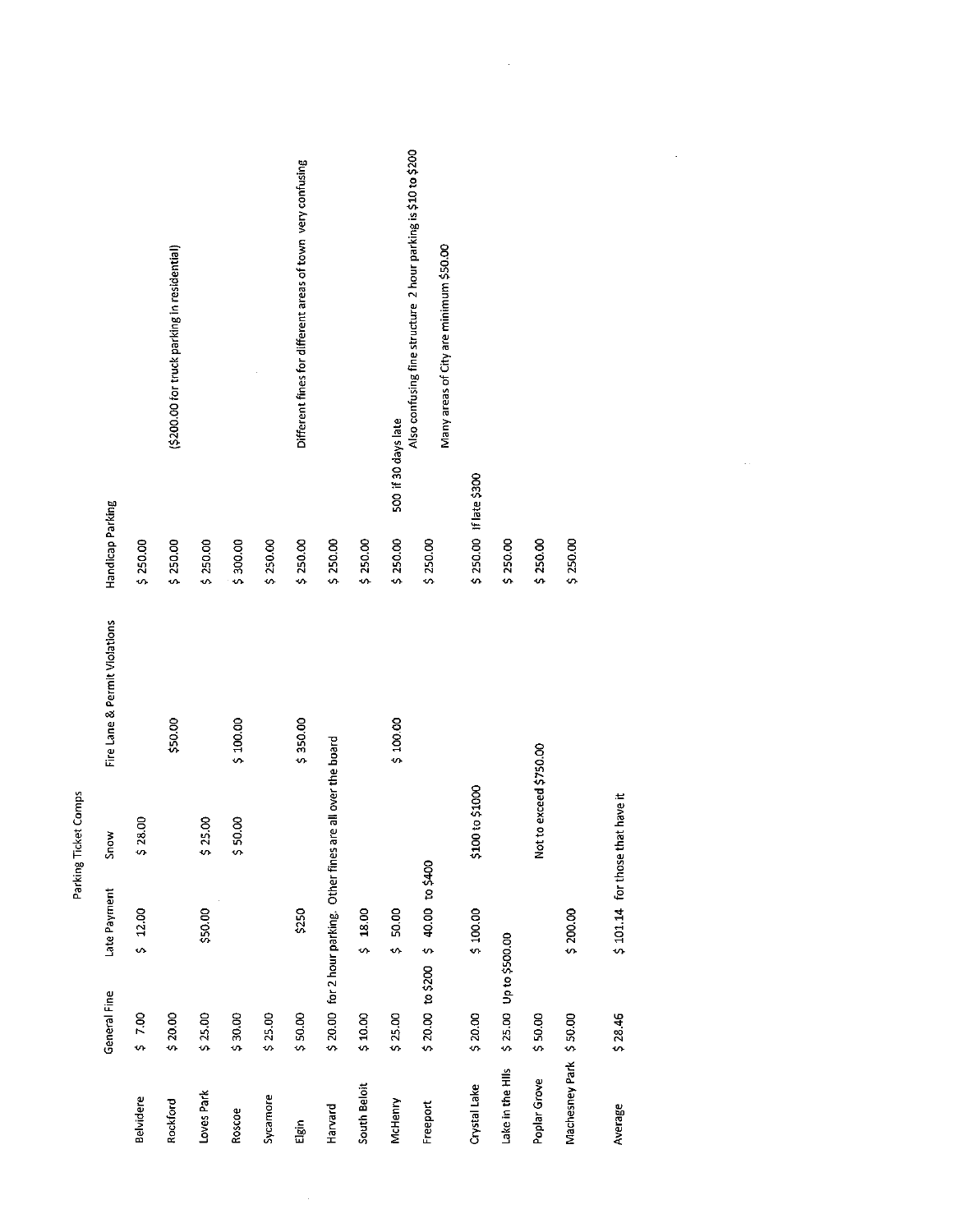# Parking Ticket Comps

| | General Fine | Late Payment | Snow | Fire Lane & Permit Violations | Handicap Parking | |
|---|---|---|---|---|---|---|
| Belvidere | $ 7.00 | $ 12.00 | $ 28.00 | | $ 250.00 | |
| Rockford | $ 20.00 | | | $50.00 | $ 250.00 | ($200.00 for truck parking in residential) |
| Loves Park | $ 25.00 | $50.00 | $ 25.00 | | $ 250.00 | |
| Roscoe | $ 30.00 | | $ 50.00 | $ 100.00 | $ 300.00 | |
| Sycamore | $ 25.00 | | | | $ 250.00 | |
| Elgin | $ 50.00 | $250 | | $ 350.00 | $ 250.00 | Different fines for different areas of town very confusing |
| Harvard | $ 20.00 for 2 hour parking. Other fines are all over the board | | | | $ 250.00 | |
| South Beloit | $ 10.00 | $ 18.00 | | | $ 250.00 | |
| McHenry | $ 25.00 | $ 50.00 | | $ 100.00 | $ 250.00 | 500 if 30 days late |
| Freeport | $ 20.00 to $200 | $ 40.00 to $400 | | | $ 250.00 | Also confusing fine structure 2 hour parking is $10 to $200<br>Many areas of City are minimum $50.00 |
| Crystal Lake | $ 20.00 | $ 100.00 | $100 to $1000 | | $ 250.00 if late $300 | |
| Lake in the Hlls | $ 25.00 Up to $500.00 | | | | $ 250.00 | |
| Poplar Grove | $ 50.00 | | Not to exceed $750.00 | | $ 250.00 | |
| Machesney Park | $ 50.00 | $ 200.00 | | | $ 250.00 | |
| Average | $ 28.46 | $ 101.14 for those that have it | | | | |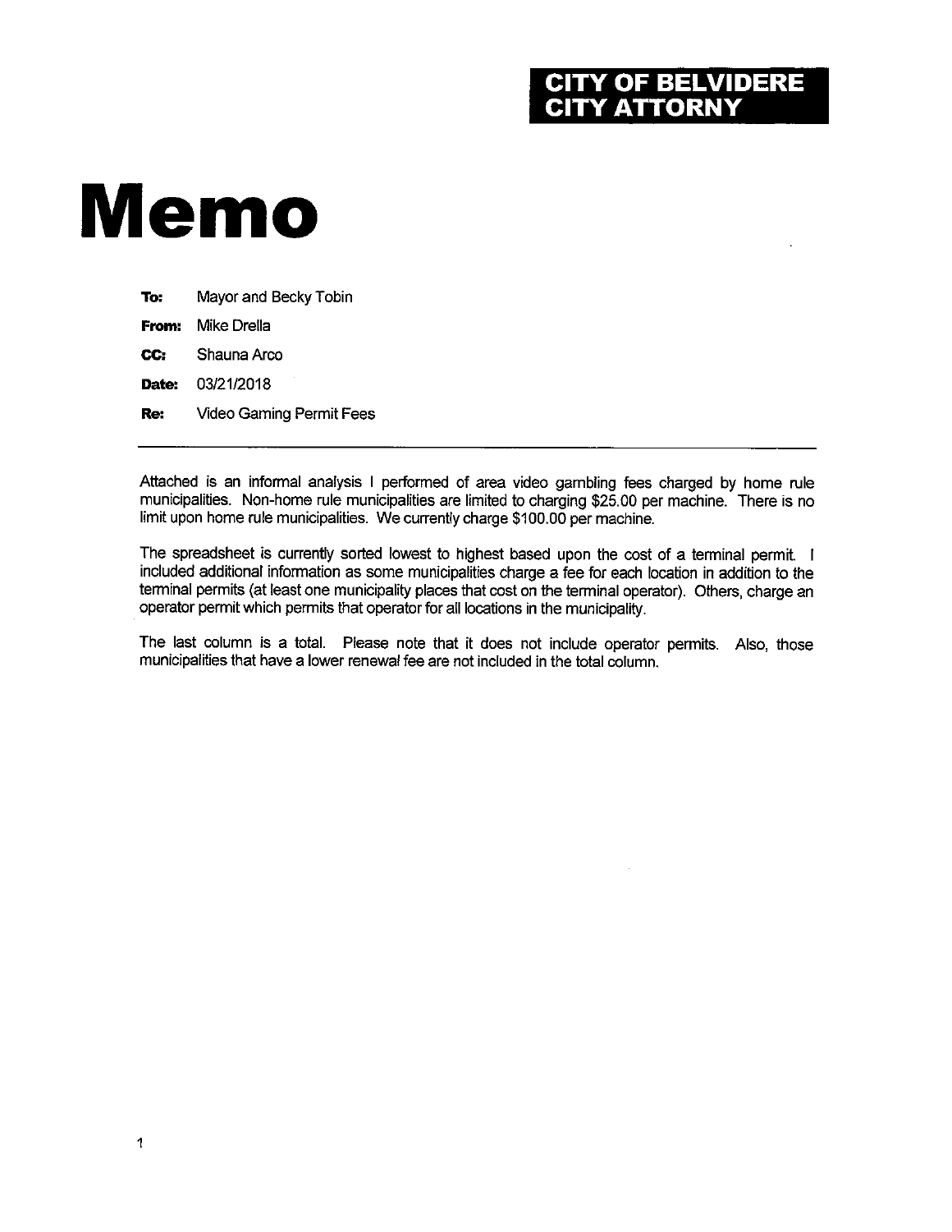**CITY OF BELVIDERE**
**CITY ATTORNY**

# Memo

**To:** Mayor and Becky Tobin

**From:** Mike Drella

**CC:** Shauna Arco

**Date:** 03/21/2018

**Re:** Video Gaming Permit Fees

---

Attached is an informal analysis I performed of area video gambling fees charged by home rule municipalities. Non-home rule municipalities are limited to charging $25.00 per machine. There is no limit upon home rule municipalities. We currently charge $100.00 per machine.

The spreadsheet is currently sorted lowest to highest based upon the cost of a terminal permit. I included additional information as some municipalities charge a fee for each location in addition to the terminal permits (at least one municipality places that cost on the terminal operator). Others, charge an operator permit which permits that operator for all locations in the municipality.

The last column is a total. Please note that it does not include operator permits. Also, those municipalities that have a lower renewal fee are not included in the total column.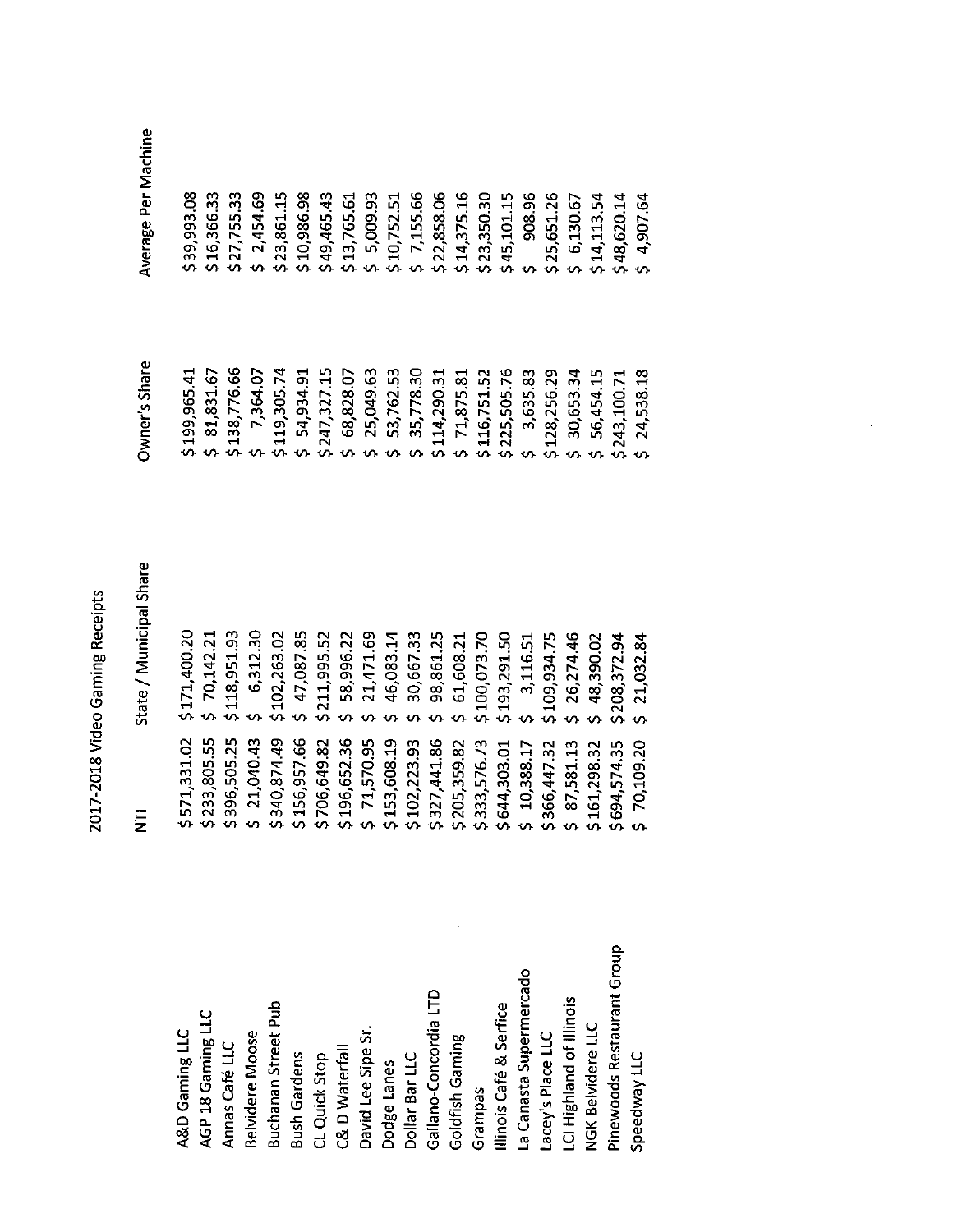# 2017-2018 Video Gaming Receipts

| | NTI | State / Municipal Share | Owner's Share | Average Per Machine |
|---|---|---|---|---|
| A&D Gaming LLC | $571,331.02 | $171,400.20 | $199,965.41 | $39,993.08 |
| AGP 18 Gaming LLC | $233,805.55 | $ 70,142.21 | $ 81,831.67 | $16,366.33 |
| Annas Café LLC | $396,505.25 | $118,951.93 | $138,776.66 | $27,755.33 |
| Belvidere Moose | $ 21,040.43 | $ 6,312.30 | $ 7,364.07 | $ 2,454.69 |
| Buchanan Street Pub | $340,874.49 | $102,263.02 | $119,305.74 | $23,861.15 |
| Bush Gardens | $156,957.66 | $ 47,087.85 | $ 54,934.91 | $10,986.98 |
| CL Quick Stop | $706,649.82 | $211,995.52 | $247,327.15 | $49,465.43 |
| C& D Waterfall | $196,652.36 | $ 58,996.22 | $ 68,828.07 | $13,765.61 |
| David Lee Sipe Sr. | $ 71,570.95 | $ 21,471.69 | $ 25,049.63 | $ 5,009.93 |
| Dodge Lanes | $153,608.19 | $ 46,083.14 | $ 53,762.53 | $10,752.51 |
| Dollar Bar LLC | $102,223.93 | $ 30,667.33 | $ 35,778.30 | $ 7,155.66 |
| Galfano-Concordia LTD | $327,441.86 | $ 98,861.25 | $114,290.31 | $22,858.06 |
| Goldfish Gaming | $205,359.82 | $ 61,608.21 | $ 71,875.81 | $14,375.16 |
| Grampas | $333,576.73 | $100,073.70 | $116,751.52 | $23,350.30 |
| Illinois Café & Serfice | $644,303.01 | $193,291.50 | $225,505.76 | $45,101.15 |
| La Canasta Supermercado | $ 10,388.17 | $ 3,116.51 | $ 3,635.83 | $ 908.96 |
| Lacey's Place LLC | $366,447.32 | $109,934.75 | $128,256.29 | $25,651.26 |
| LCI Highland of Illinois | $ 87,581.13 | $ 26,274.46 | $ 30,653.34 | $ 6,130.67 |
| NGK Belvidere LLC | $161,298.32 | $ 48,390.02 | $ 56,454.15 | $14,113.54 |
| Pinewoods Restaurant Group | $694,574.35 | $208,372.94 | $243,100.71 | $48,620.14 |
| Speedway LLC | $ 70,109.20 | $ 21,032.84 | $ 24,538.18 | $ 4,907.64 |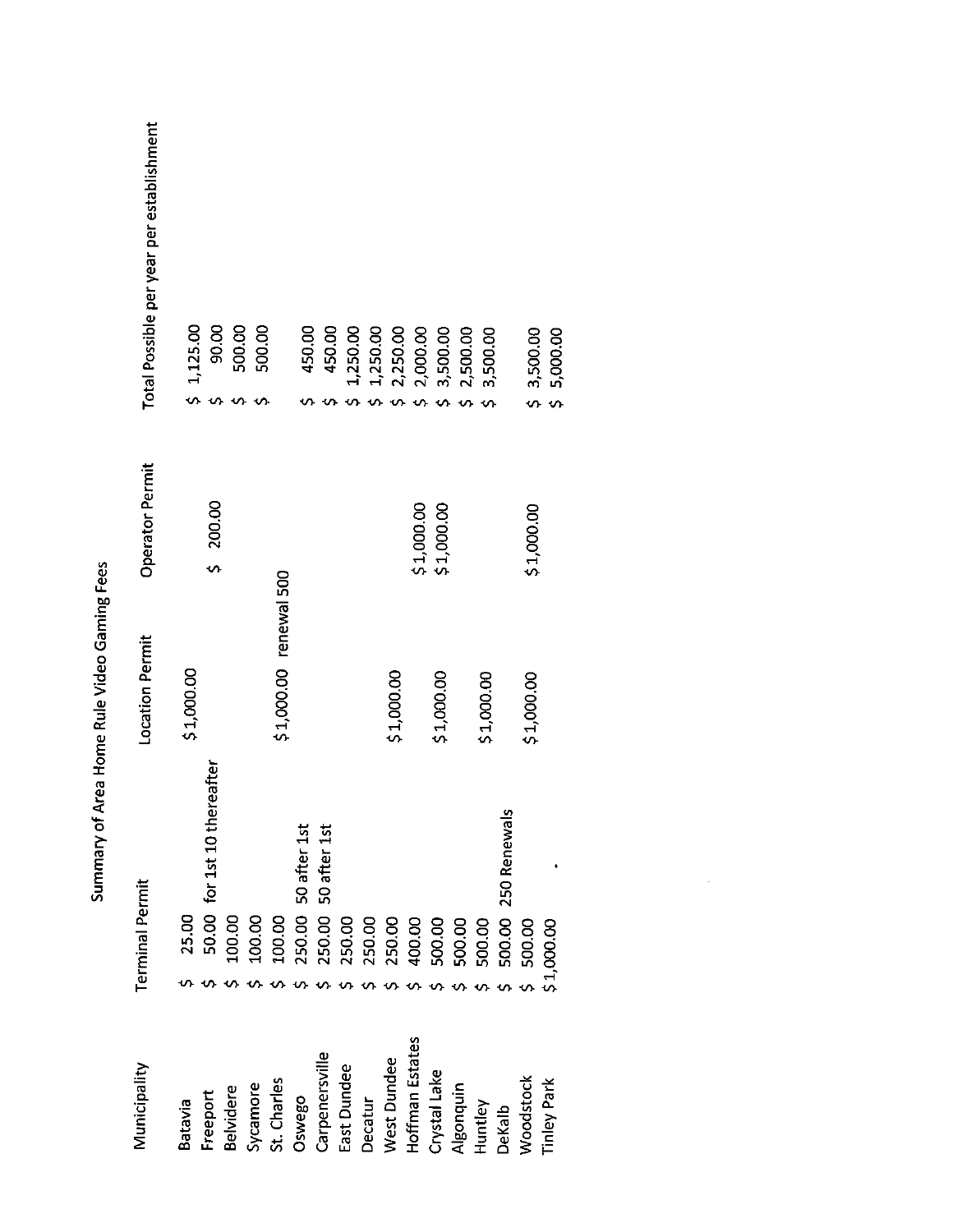# Summary of Area Home Rule Video Gaming Fees

| Municipality | Terminal Permit | Location Permit | Operator Permit | Total Possible per year per establishment |
|---|---|---|---|---|
| Batavia | $ 25.00 | $1,000.00 | | $ 1,125.00 |
| Freeport | $ 50.00 for 1st 10 thereafter | | $ 200.00 | $ 90.00 |
| Belvidere | $ 100.00 | | | $ 500.00 |
| Sycamore | $ 100.00 | | | $ 500.00 |
| St. Charles | $ 100.00 | $1,000.00 renewal 500 | | |
| Oswego | $ 250.00 50 after 1st | | | $ 450.00 |
| Carpentersville | $ 250.00 50 after 1st | | | $ 450.00 |
| East Dundee | $ 250.00 | | | $ 1,250.00 |
| Decatur | $ 250.00 | | | $ 1,250.00 |
| West Dundee | $ 250.00 | $1,000.00 | | $ 2,250.00 |
| Hoffman Estates | $ 400.00 | | $1,000.00 | $ 2,000.00 |
| Crystal Lake | $ 500.00 | $1,000.00 | $1,000.00 | $ 3,500.00 |
| Algonquin | $ 500.00 | | | $ 2,500.00 |
| Huntley | $ 500.00 | $1,000.00 | | $ 3,500.00 |
| DeKalb | $ 500.00 250 Renewals | | | |
| Woodstock | $ 500.00 | $1,000.00 | $1,000.00 | $ 3,500.00 |
| Tinley Park | $1,000.00 | | | $ 5,000.00 |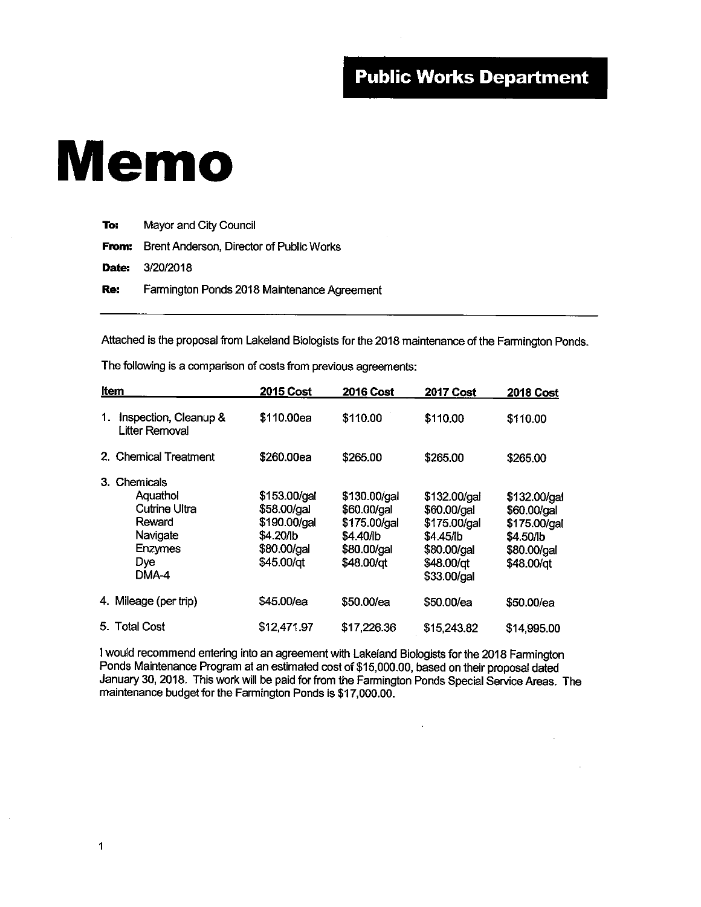**Public Works Department**

# Memo

**To:** Mayor and City Council

**From:** Brent Anderson, Director of Public Works

**Date:** 3/20/2018

**Re:** Farmington Ponds 2018 Maintenance Agreement

---

Attached is the proposal from Lakeland Biologists for the 2018 maintenance of the Farmington Ponds.

The following is a comparison of costs from previous agreements:

| Item | 2015 Cost | 2016 Cost | 2017 Cost | 2018 Cost |
|---|---|---|---|---|
| 1. Inspection, Cleanup & Litter Removal | $110.00ea | $110.00 | $110.00 | $110.00 |
| 2. Chemical Treatment | $260.00ea | $265.00 | $265.00 | $265.00 |
| 3. Chemicals | | | | |
| Aquathol | $153.00/gal | $130.00/gal | $132.00/gal | $132.00/gal |
| Cutrine Ultra | $58.00/gal | $60.00/gal | $60.00/gal | $60.00/gal |
| Reward | $190.00/gal | $175.00/gal | $175.00/gal | $175.00/gal |
| Navigate | $4.20/lb | $4.40/lb | $4.45/lb | $4.50/lb |
| Enzymes | $80.00/gal | $80.00/gal | $80.00/gal | $80.00/gal |
| Dye | $45.00/qt | $48.00/qt | $48.00/qt | $48.00/qt |
| DMA-4 | | | $33.00/gal | |
| 4. Mileage (per trip) | $45.00/ea | $50.00/ea | $50.00/ea | $50.00/ea |
| 5. Total Cost | $12,471.97 | $17,226.36 | $15,243.82 | $14,995.00 |

I would recommend entering into an agreement with Lakeland Biologists for the 2018 Farmington Ponds Maintenance Program at an estimated cost of $15,000.00, based on their proposal dated January 30, 2018. This work will be paid for from the Farmington Ponds Special Service Areas. The maintenance budget for the Farmington Ponds is $17,000.00.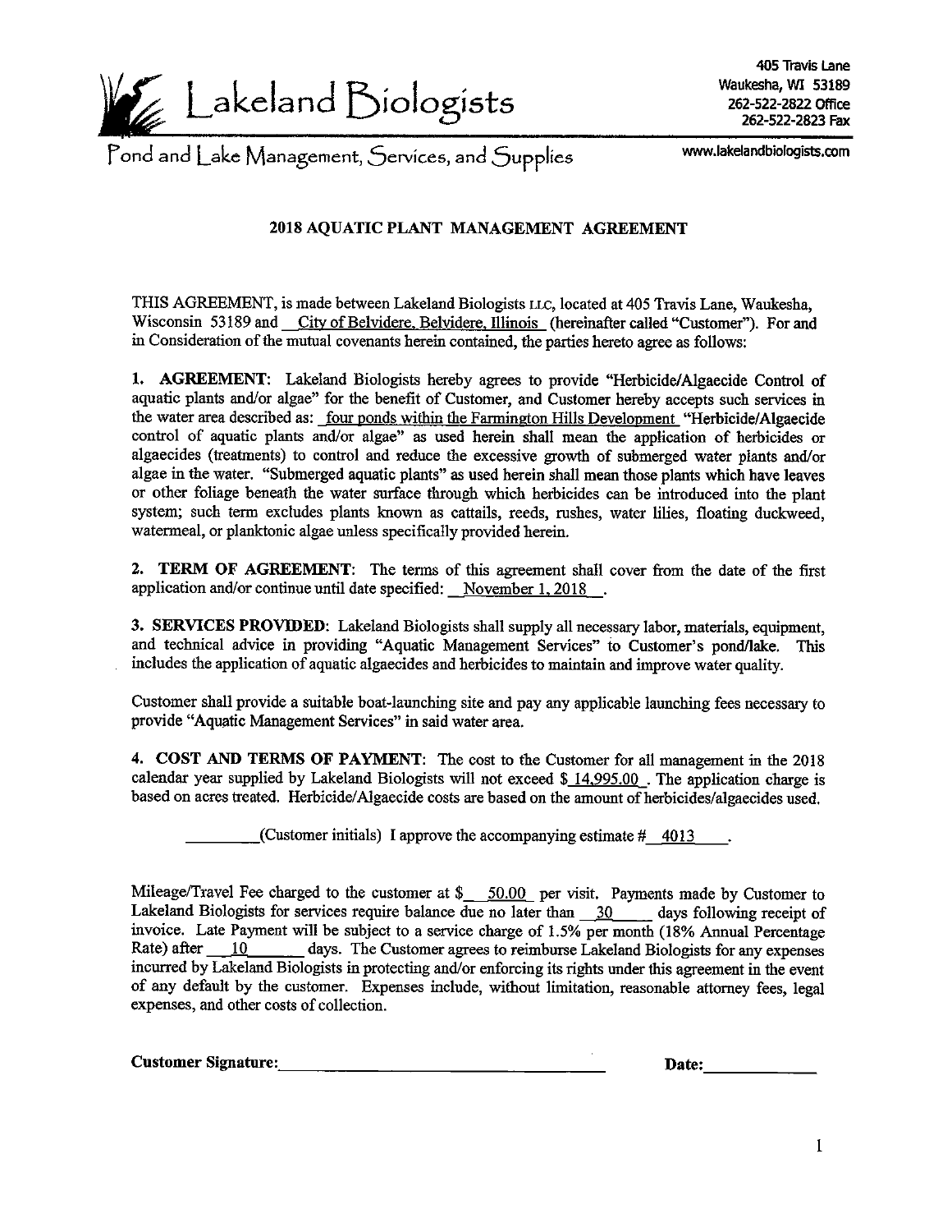Lakeland Biologists

Pond and Lake Management, Services, and Supplies

405 Travis Lane
Waukesha, WI 53189
262-522-2822 Office
262-522-2823 Fax
www.lakelandbiologists.com

## 2018 AQUATIC PLANT MANAGEMENT AGREEMENT

THIS AGREEMENT, is made between Lakeland Biologists LLC, located at 405 Travis Lane, Waukesha, Wisconsin 53189 and City of Belvidere, Belvidere, Illinois (hereinafter called "Customer"). For and in Consideration of the mutual covenants herein contained, the parties hereto agree as follows:

1. **AGREEMENT**: Lakeland Biologists hereby agrees to provide "Herbicide/Algaecide Control of aquatic plants and/or algae" for the benefit of Customer, and Customer hereby accepts such services in the water area described as: four ponds within the Farmington Hills Development "Herbicide/Algaecide control of aquatic plants and/or algae" as used herein shall mean the application of herbicides or algaecides (treatments) to control and reduce the excessive growth of submerged water plants and/or algae in the water. "Submerged aquatic plants" as used herein shall mean those plants which have leaves or other foliage beneath the water surface through which herbicides can be introduced into the plant system; such term excludes plants known as cattails, reeds, rushes, water lilies, floating duckweed, watermeal, or planktonic algae unless specifically provided herein.

2. **TERM OF AGREEMENT**: The terms of this agreement shall cover from the date of the first application and/or continue until date specified: November 1, 2018.

3. **SERVICES PROVIDED**: Lakeland Biologists shall supply all necessary labor, materials, equipment, and technical advice in providing "Aquatic Management Services" to Customer's pond/lake. This includes the application of aquatic algaecides and herbicides to maintain and improve water quality.

Customer shall provide a suitable boat-launching site and pay any applicable launching fees necessary to provide "Aquatic Management Services" in said water area.

4. **COST AND TERMS OF PAYMENT**: The cost to the Customer for all management in the 2018 calendar year supplied by Lakeland Biologists will not exceed $14,995.00. The application charge is based on acres treated. Herbicide/Algaecide costs are based on the amount of herbicides/algaecides used.

_________(Customer initials) I approve the accompanying estimate # 4013.

Mileage/Travel Fee charged to the customer at $ 50.00 per visit. Payments made by Customer to Lakeland Biologists for services require balance due no later than 30 days following receipt of invoice. Late Payment will be subject to a service charge of 1.5% per month (18% Annual Percentage Rate) after 10 days. The Customer agrees to reimburse Lakeland Biologists for any expenses incurred by Lakeland Biologists in protecting and/or enforcing its rights under this agreement in the event of any default by the customer. Expenses include, without limitation, reasonable attorney fees, legal expenses, and other costs of collection.

**Customer Signature:** ______________________________ **Date:** ____________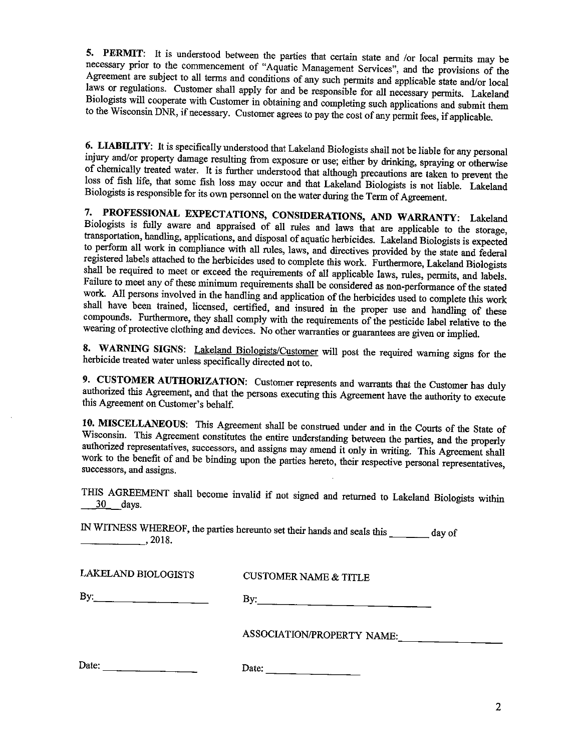**5. PERMIT**: It is understood between the parties that certain state and /or local permits may be necessary prior to the commencement of "Aquatic Management Services", and the provisions of the Agreement are subject to all terms and conditions of any such permits and applicable state and/or local laws or regulations. Customer shall apply for and be responsible for all necessary permits. Lakeland Biologists will cooperate with Customer in obtaining and completing such applications and submit them to the Wisconsin DNR, if necessary. Customer agrees to pay the cost of any permit fees, if applicable.

**6. LIABILITY**: It is specifically understood that Lakeland Biologists shall not be liable for any personal injury and/or property damage resulting from exposure or use; either by drinking, spraying or otherwise of chemically treated water. It is further understood that although precautions are taken to prevent the loss of fish life, that some fish loss may occur and that Lakeland Biologists is not liable. Lakeland Biologists is responsible for its own personnel on the water during the Term of Agreement.

**7. PROFESSIONAL EXPECTATIONS, CONSIDERATIONS, AND WARRANTY**: Lakeland Biologists is fully aware and appraised of all rules and laws that are applicable to the storage, transportation, handling, applications, and disposal of aquatic herbicides. Lakeland Biologists is expected to perform all work in compliance with all rules, laws, and directives provided by the state and federal registered labels attached to the herbicides used to complete this work. Furthermore, Lakeland Biologists shall be required to meet or exceed the requirements of all applicable laws, rules, permits, and labels. Failure to meet any of these minimum requirements shall be considered as non-performance of the stated work. All persons involved in the handling and application of the herbicides used to complete this work shall have been trained, licensed, certified, and insured in the proper use and handling of these compounds. Furthermore, they shall comply with the requirements of the pesticide label relative to the wearing of protective clothing and devices. No other warranties or guarantees are given or implied.

**8. WARNING SIGNS**: Lakeland Biologists/Customer will post the required warning signs for the herbicide treated water unless specifically directed not to.

**9. CUSTOMER AUTHORIZATION**: Customer represents and warrants that the Customer has duly authorized this Agreement, and that the persons executing this Agreement have the authority to execute this Agreement on Customer's behalf.

**10. MISCELLANEOUS**: This Agreement shall be construed under and in the Courts of the State of Wisconsin. This Agreement constitutes the entire understanding between the parties, and the properly authorized representatives, successors, and assigns may amend it only in writing. This Agreement shall work to the benefit of and be binding upon the parties hereto, their respective personal representatives, successors, and assigns.

THIS AGREEMENT shall become invalid if not signed and returned to Lakeland Biologists within __30__ days.

IN WITNESS WHEREOF, the parties hereunto set their hands and seals this ________ day of ____________, 2018.

LAKELAND BIOLOGISTS

By: ____________________

Date: ________________

CUSTOMER NAME & TITLE

By: ______________________________

ASSOCIATION/PROPERTY NAME: ________________

Date: ________________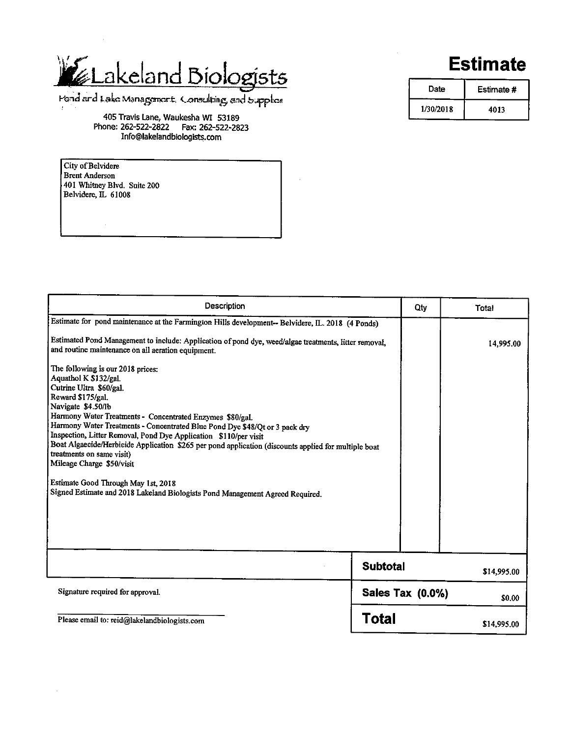# Lakeland Biologists

Pond and Lake Management, Consulting, and Supplies

405 Travis Lane, Waukesha WI 53189
Phone: 262-522-2822 Fax: 262-522-2823
Info@lakelandbiologists.com

## Estimate

| Date | Estimate # |
|---|---|
| 1/30/2018 | 4013 |

City of Belvidere
Brent Anderson
401 Whitney Blvd. Suite 200
Belvidere, IL 61008

| Description | Qty | Total |
|---|---|---|
| Estimate for pond maintenance at the Farmington Hills development-- Belvidere, IL. 2018 (4 Ponds) | | |
| Estimated Pond Management to include: Application of pond dye, weed/algae treatments, litter removal, and routine maintenance on all aeration equipment. | | 14,995.00 |
| The following is our 2018 prices:<br>Aquathol K $132/gal.<br>Cutrine Ultra $60/gal.<br>Reward $175/gal.<br>Navigate $4.50/lb<br>Harmony Water Treatments - Concentrated Enzymes $80/gal.<br>Harmony Water Treatments - Concentrated Blue Pond Dye $48/Qt or 3 pack dry<br>Inspection, Litter Removal, Pond Dye Application $110/per visit<br>Boat Algaecide/Herbicide Application $265 per pond application (discounts applied for multiple boat treatments on same visit)<br>Mileage Charge $50/visit | | |
| Estimate Good Through May 1st, 2018<br>Signed Estimate and 2018 Lakeland Biologists Pond Management Agreed Required. | | |

| | |
|---|---|
| **Subtotal** | $14,995.00 |
| **Sales Tax (0.0%)** | $0.00 |
| **Total** | $14,995.00 |

Signature required for approval.

Please email to: reid@lakelandbiologists.com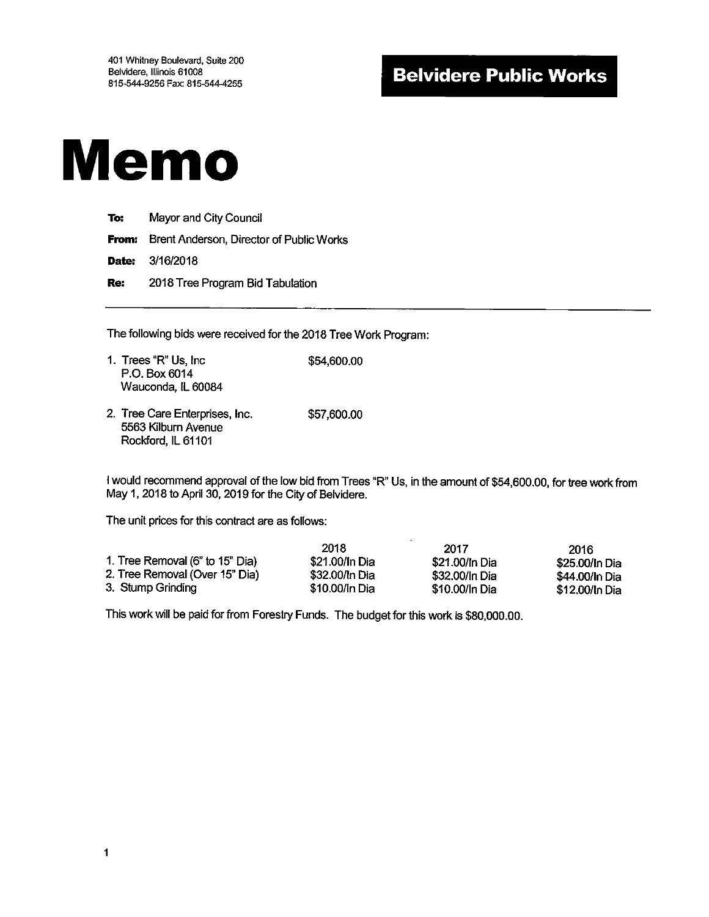401 Whitney Boulevard, Suite 200
Belvidere, Illinois 61008
815-544-9256 Fax: 815-544-4255

**Belvidere Public Works**

# Memo

**To:** Mayor and City Council

**From:** Brent Anderson, Director of Public Works

**Date:** 3/16/2018

**Re:** 2018 Tree Program Bid Tabulation

---

The following bids were received for the 2018 Tree Work Program:

1. Trees "R" Us, Inc — $54,600.00
   P.O. Box 6014
   Wauconda, IL 60084

2. Tree Care Enterprises, Inc. — $57,600.00
   5563 Kilburn Avenue
   Rockford, IL 61101

I would recommend approval of the low bid from Trees "R" Us, in the amount of $54,600.00, for tree work from May 1, 2018 to April 30, 2019 for the City of Belvidere.

The unit prices for this contract are as follows:

| | 2018 | 2017 | 2016 |
|---|---|---|---|
| 1. Tree Removal (6" to 15" Dia) | $21.00/In Dia | $21.00/In Dia | $25.00/In Dia |
| 2. Tree Removal (Over 15" Dia) | $32.00/In Dia | $32.00/In Dia | $44.00/In Dia |
| 3. Stump Grinding | $10.00/In Dia | $10.00/In Dia | $12.00/In Dia |

This work will be paid for from Forestry Funds. The budget for this work is $80,000.00.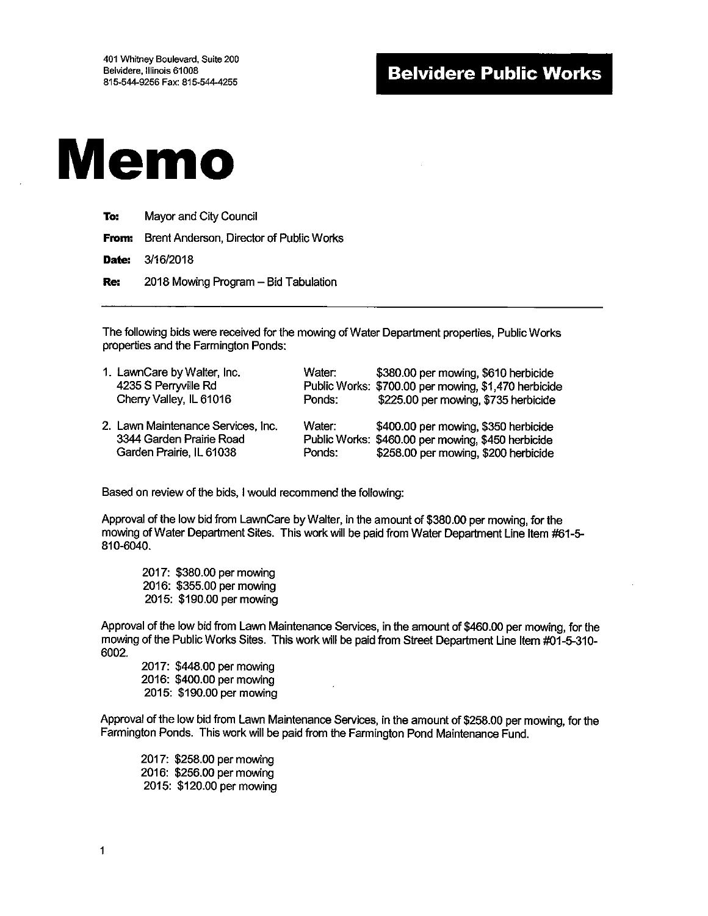401 Whitney Boulevard, Suite 200
Belvidere, Illinois 61008
815-544-9256 Fax: 815-544-4255

**Belvidere Public Works**

# Memo

**To:** Mayor and City Council

**From:** Brent Anderson, Director of Public Works

**Date:** 3/16/2018

**Re:** 2018 Mowing Program – Bid Tabulation

---

The following bids were received for the mowing of Water Department properties, Public Works properties and the Farmington Ponds:

1. LawnCare by Walter, Inc.
   4235 S Perryville Rd
   Cherry Valley, IL 61016

   Water: $380.00 per mowing, $610 herbicide
   Public Works: $700.00 per mowing, $1,470 herbicide
   Ponds: $225.00 per mowing, $735 herbicide

2. Lawn Maintenance Services, Inc.
   3344 Garden Prairie Road
   Garden Prairie, IL 61038

   Water: $400.00 per mowing, $350 herbicide
   Public Works: $460.00 per mowing, $450 herbicide
   Ponds: $258.00 per mowing, $200 herbicide

Based on review of the bids, I would recommend the following:

Approval of the low bid from LawnCare by Walter, in the amount of $380.00 per mowing, for the mowing of Water Department Sites. This work will be paid from Water Department Line Item #61-5-810-6040.

2017: $380.00 per mowing
2016: $355.00 per mowing
2015: $190.00 per mowing

Approval of the low bid from Lawn Maintenance Services, in the amount of $460.00 per mowing, for the mowing of the Public Works Sites. This work will be paid from Street Department Line Item #01-5-310-6002.

2017: $448.00 per mowing
2016: $400.00 per mowing
2015: $190.00 per mowing

Approval of the low bid from Lawn Maintenance Services, in the amount of $258.00 per mowing, for the Farmington Ponds. This work will be paid from the Farmington Pond Maintenance Fund.

2017: $258.00 per mowing
2016: $256.00 per mowing
2015: $120.00 per mowing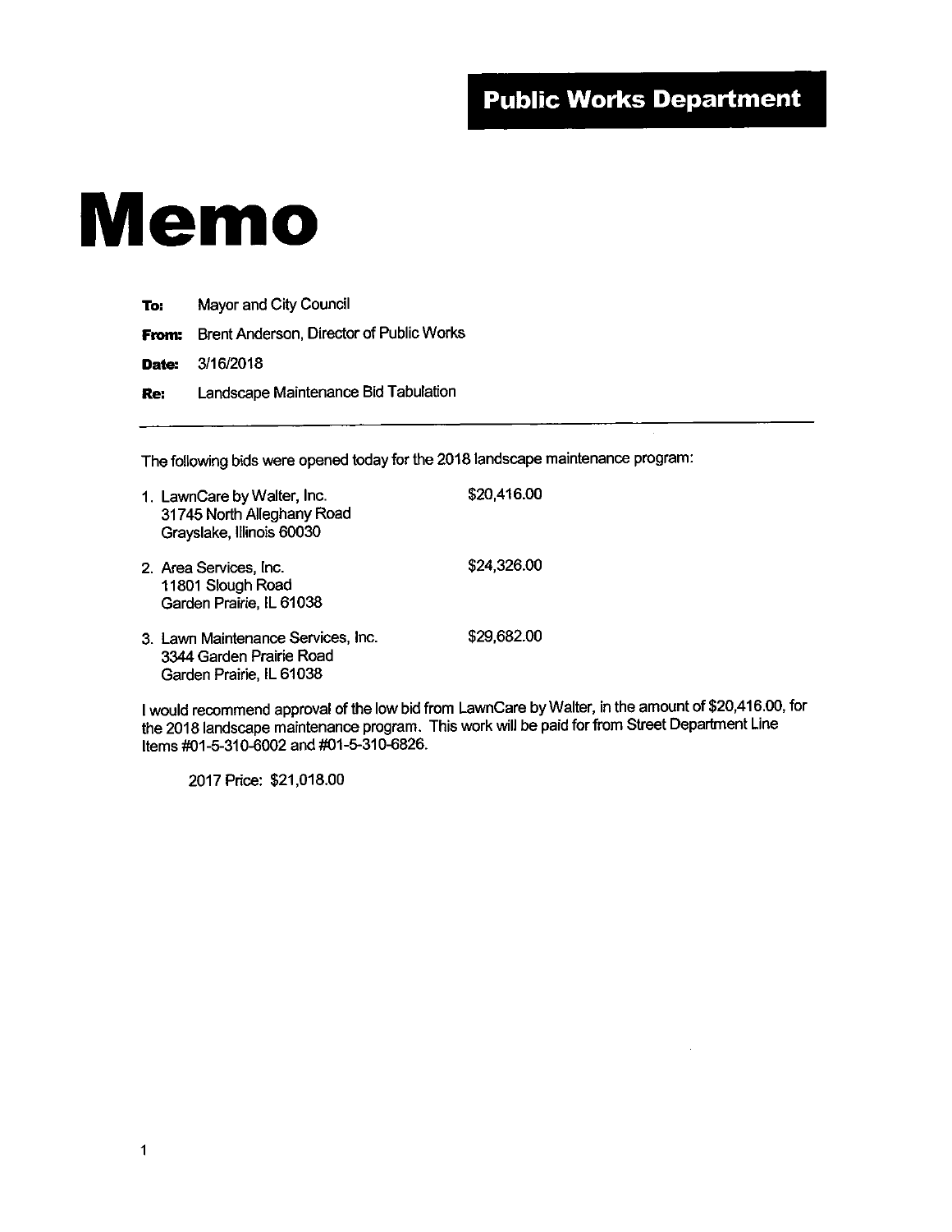**Public Works Department**

# Memo

**To:** Mayor and City Council

**From:** Brent Anderson, Director of Public Works

**Date:** 3/16/2018

**Re:** Landscape Maintenance Bid Tabulation

---

The following bids were opened today for the 2018 landscape maintenance program:

1. LawnCare by Walter, Inc.
   31745 North Alleghany Road
   Grayslake, Illinois 60030
   $20,416.00

2. Area Services, Inc.
   11801 Slough Road
   Garden Prairie, IL 61038
   $24,326.00

3. Lawn Maintenance Services, Inc.
   3344 Garden Prairie Road
   Garden Prairie, IL 61038
   $29,682.00

I would recommend approval of the low bid from LawnCare by Walter, in the amount of $20,416.00, for the 2018 landscape maintenance program. This work will be paid for from Street Department Line Items #01-5-310-6002 and #01-5-310-6826.

2017 Price: $21,018.00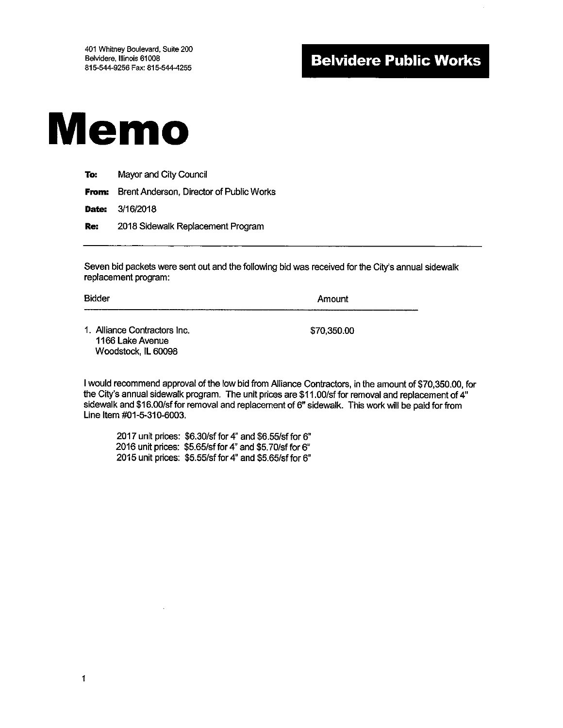401 Whitney Boulevard, Suite 200
Belvidere, Illinois 61008
815-544-9256 Fax: 815-544-4255

**Belvidere Public Works**

# Memo

**To:** Mayor and City Council

**From:** Brent Anderson, Director of Public Works

**Date:** 3/16/2018

**Re:** 2018 Sidewalk Replacement Program

---

Seven bid packets were sent out and the following bid was received for the City's annual sidewalk replacement program:

| Bidder | Amount |
|---|---|
| 1. Alliance Contractors Inc.<br>1166 Lake Avenue<br>Woodstock, IL 60098 | $70,350.00 |

I would recommend approval of the low bid from Alliance Contractors, in the amount of $70,350.00, for the City's annual sidewalk program. The unit prices are $11.00/sf for removal and replacement of 4" sidewalk and $16.00/sf for removal and replacement of 6" sidewalk. This work will be paid for from Line Item #01-5-310-6003.

2017 unit prices: $6.30/sf for 4" and $6.55/sf for 6"
2016 unit prices: $5.65/sf for 4" and $5.70/sf for 6"
2015 unit prices: $5.55/sf for 4" and $5.65/sf for 6"